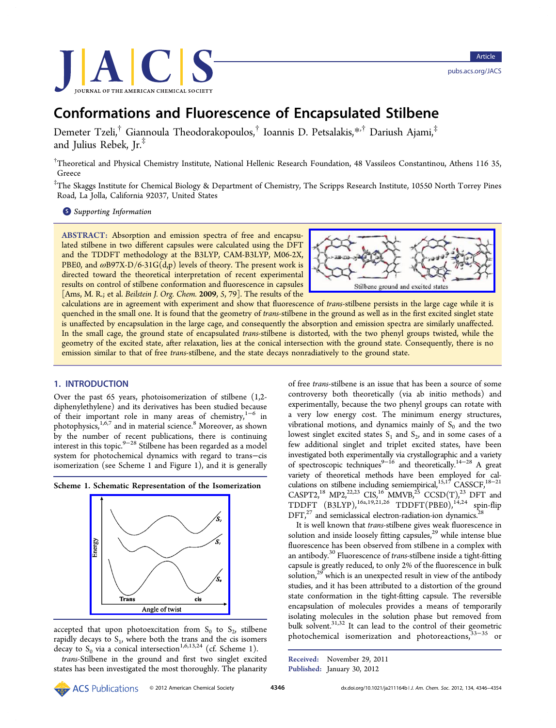# Conformations and Fluorescence of Encapsulated Stilbene

Demeter Tzeli,[†] Giannoula Theodorakopoulos,[†] Ioannis D. Petsalakis,*[,†] Dariusz Ajami,[‡] and Julius Rebek, Jr.[‡]

[†]Theoretical and Physical Chemistry Institute, National Hellenic Research Foundation, 48 Vassileos Constantinou, Athens 116 35, Greece

[‡]The Skaggs Institute for Chemical Biology & Department of Chemistry, The Scripps Research Institute, 10550 North Torrey Pines Road, La Jolla, California 92037, United States

Supporting Information

**ABSTRACT:** Absorption and emission spectra of free and encapsulated stilbene in two different capsules were calculated using the DFT and the TDDFT methodology at the B3LYP, CAM-B3LYP, M06-2X, PBE0, and ωB97X-D/6-31G(d,p) levels of theory. The present work is directed toward the theoretical interpretation of recent experimental results on control of stilbene conformation and fluorescence in capsules [Ams, M. R.; et al. *Beilstein J. Org. Chem.* **2009**, *5*, 79]. The results of the calculations are in agreement with experiment and show that fluorescence of *trans*-stilbene persists in the large cage while it is quenched in the small one. It is found that the geometry of *trans*-stilbene in the ground as well as in the first excited singlet state is unaffected by encapsulation in the large cage, and consequently the absorption and emission spectra are similarly unaffected. In the small cage, the ground state of encapsulated *trans*-stilbene is distorted, with the two phenyl groups twisted, while the geometry of the excited state, after relaxation, lies at the conical intersection with the ground state. Consequently, there is no emission similar to that of free *trans*-stilbene, and the state decays nonradiatively to the ground state.

Stilbene ground and excited states

## 1. INTRODUCTION

Over the past 65 years, photoisomerization of stilbene (1,2-diphenylethylene) and its derivatives has been studied because of their important role in many areas of chemistry,[1−6] in photophysics,[1,6,7] and in material science.[8] Moreover, as shown by the number of recent publications, there is continuing interest in this topic.[9−28] Stilbene has been regarded as a model system for photochemical dynamics with regard to trans−cis isomerization (see Scheme 1 and Figure 1), and it is generally accepted that upon photoexcitation from $S_0$ to $S_2$, stilbene rapidly decays to $S_1$, where both the trans and the cis isomers decay to $S_0$ via a conical intersection[1,6,13,24] (cf. Scheme 1).

**Scheme 1. Schematic Representation of the Isomerization**

*trans*-Stilbene in the ground and first two singlet excited states has been investigated the most thoroughly. The planarity of free *trans*-stilbene is an issue that has been a source of some controversy both theoretically (via ab initio methods) and experimentally, because the two phenyl groups can rotate with a very low energy cost. The minimum energy structures, vibrational motions, and dynamics mainly of $S_0$ and the two lowest singlet excited states $S_1$ and $S_2$, and in some cases of a few additional singlet and triplet excited states, have been investigated both experimentally via crystallographic and a variety of spectroscopic techniques[9−16] and theoretically.[14−28] A great variety of theoretical methods have been employed for calculations on stilbene including semiempirical,[15,17] CASSCF,[18−21] CASPT2,[18] MP2,[22,23] CIS,[16] MMVB,[25] CCSD(T),[23] DFT and TDDFT (B3LYP),[16a,19,21,26] TDDFT(PBE0),[14,24] spin-flip DFT,[27] and semiclassical electron-radiation-ion dynamics.[28]

It is well known that *trans*-stilbene gives weak fluorescence in solution and inside loosely fitting capsules,[29] while intense blue fluorescence has been observed from stilbene in a complex with an antibody.[30] Fluorescence of *trans*-stilbene inside a tight-fitting capsule is greatly reduced, to only 2% of the fluorescence in bulk solution,[29] which is an unexpected result in view of the antibody studies, and it has been attributed to a distortion of the ground state conformation in the tight-fitting capsule. The reversible encapsulation of molecules provides a means of temporarily isolating molecules in the solution phase but removed from bulk solvent.[31,32] It can lead to the control of their geometric photochemical isomerization and photoreactions,[33−35] or

Received: November 29, 2011
Published: January 30, 2012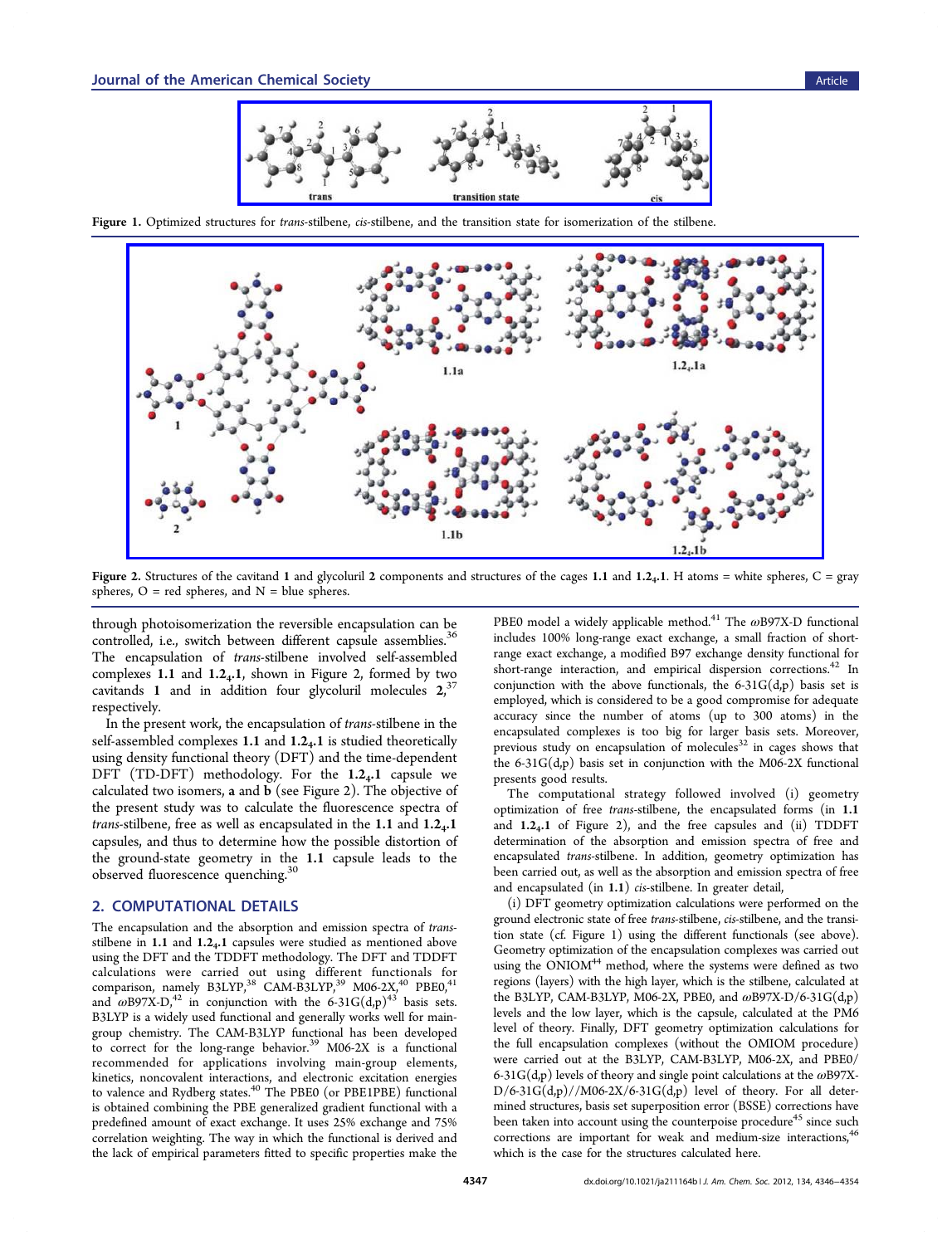Figure 1. Optimized structures for *trans*-stilbene, *cis*-stilbene, and the transition state for isomerization of the stilbene.

Figure 2. Structures of the cavitand **1** and glycoluril **2** components and structures of the cages **1.1** and **1.2$_4$.1**. H atoms = white spheres, C = gray spheres, O = red spheres, and N = blue spheres.

through photoisomerization the reversible encapsulation can be controlled, i.e., switch between different capsule assemblies.[36] The encapsulation of *trans*-stilbene involved self-assembled complexes **1.1** and **1.2$_4$.1**, shown in Figure 2, formed by two cavitands **1** and in addition four glycoluril molecules **2**,[37] respectively.

In the present work, the encapsulation of *trans*-stilbene in the self-assembled complexes **1.1** and **1.2$_4$.1** is studied theoretically using density functional theory (DFT) and the time-dependent DFT (TD-DFT) methodology. For the **1.2$_4$.1** capsule we calculated two isomers, **a** and **b** (see Figure 2). The objective of the present study was to calculate the fluorescence spectra of *trans*-stilbene, free as well as encapsulated in the **1.1** and **1.2$_4$.1** capsules, and thus to determine how the possible distortion of the ground-state geometry in the **1.1** capsule leads to the observed fluorescence quenching.[30]

## 2. COMPUTATIONAL DETAILS

The encapsulation and the absorption and emission spectra of *trans*-stilbene in **1.1** and **1.2$_4$.1** capsules were studied as mentioned above using the DFT and the TDDFT methodology. The DFT and TDDFT calculations were carried out using different functionals for comparison, namely B3LYP,[38] CAM-B3LYP,[39] M06-2X,[40] PBE0,[41] and ωB97X-D,[42] in conjunction with the 6-31G(d,p)[43] basis sets. B3LYP is a widely used functional and generally works well for main-group chemistry. The CAM-B3LYP functional has been developed to correct for the long-range behavior.[39] M06-2X is a functional recommended for applications involving main-group elements, kinetics, noncovalent interactions, and electronic excitation energies to valence and Rydberg states.[40] The PBE0 (or PBE1PBE) functional is obtained combining the PBE generalized gradient functional with a predefined amount of exact exchange. It uses 25% exchange and 75% correlation weighting. The way in which the functional is derived and the lack of empirical parameters fitted to specific properties make the PBE0 model a widely applicable method.[41] The ωB97X-D functional includes 100% long-range exact exchange, a small fraction of short-range exact exchange, a modified B97 exchange density functional for short-range interaction, and empirical dispersion corrections.[42] In conjunction with the above functionals, the 6-31G(d,p) basis set is employed, which is considered to be a good compromise for adequate accuracy since the number of atoms (up to 300 atoms) in the encapsulated complexes is too big for larger basis sets. Moreover, previous study on encapsulation of molecules[32] in cages shows that the 6-31G(d,p) basis set in conjunction with the M06-2X functional presents good results.

The computational strategy followed involved (i) geometry optimization of free *trans*-stilbene, the encapsulated forms (in **1.1** and **1.2$_4$.1** of Figure 2), and the free capsules and (ii) TDDFT determination of the absorption and emission spectra of free and encapsulated *trans*-stilbene. In addition, geometry optimization has been carried out, as well as the absorption and emission spectra of free and encapsulated (in **1.1**) *cis*-stilbene. In greater detail,

(i) DFT geometry optimization calculations were performed on the ground electronic state of free *trans*-stilbene, *cis*-stilbene, and the transition state (cf. Figure 1) using the different functionals (see above). Geometry optimization of the encapsulation complexes was carried out using the ONIOM[44] method, where the systems were defined as two regions (layers) with the high layer, which is the stilbene, calculated at the B3LYP, CAM-B3LYP, M06-2X, PBE0, and ωB97X-D/6-31G(d,p) levels and the low layer, which is the capsule, calculated at the PM6 level of theory. Finally, DFT geometry optimization calculations for the full encapsulation complexes (without the OMIOM procedure) were carried out at the B3LYP, CAM-B3LYP, M06-2X, and PBE0/6-31G(d,p) levels of theory and single point calculations at the ωB97X-D/6-31G(d,p)//M06-2X/6-31G(d,p) level of theory. For all determined structures, basis set superposition error (BSSE) corrections have been taken into account using the counterpoise procedure[45] since such corrections are important for weak and medium-size interactions,[46] which is the case for the structures calculated here.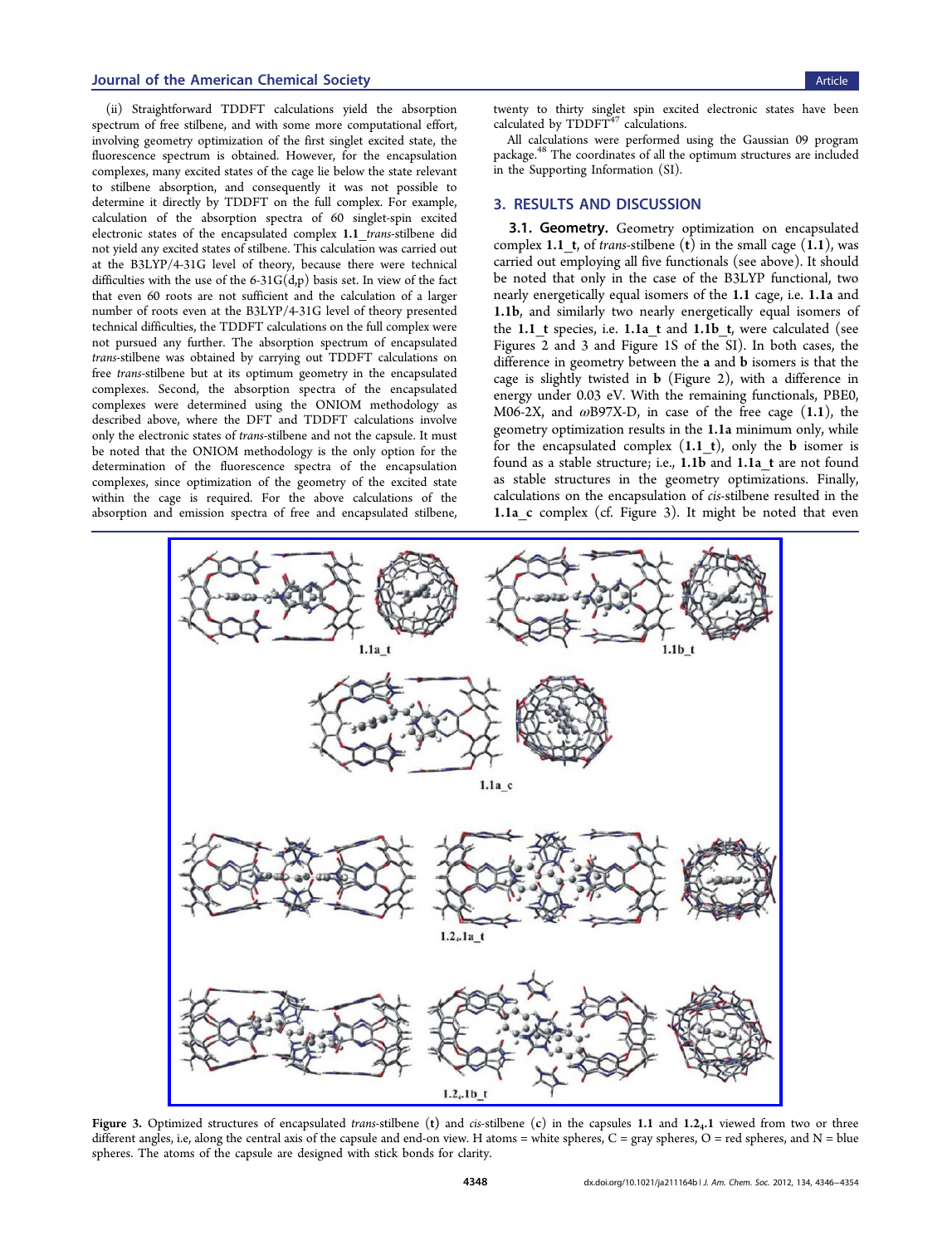(ii) Straightforward TDDFT calculations yield the absorption spectrum of free stilbene, and with some more computational effort, involving geometry optimization of the first singlet excited state, the fluorescence spectrum is obtained. However, for the encapsulation complexes, many excited states of the cage lie below the state relevant to stilbene absorption, and consequently it was not possible to determine it directly by TDDFT on the full complex. For example, calculation of the absorption spectra of 60 singlet-spin excited electronic states of the encapsulated complex **1.1**_*trans*-stilbene did not yield any excited states of stilbene. This calculation was carried out at the B3LYP/4-31G level of theory, because there were technical difficulties with the use of the 6-31G(d,p) basis set. In view of the fact that even 60 roots are not sufficient and the calculation of a larger number of roots even at the B3LYP/4-31G level of theory presented technical difficulties, the TDDFT calculations on the full complex were not pursued any further. The absorption spectrum of encapsulated *trans*-stilbene was obtained by carrying out TDDFT calculations on free *trans*-stilbene but at its optimum geometry in the encapsulated complexes. Second, the absorption spectra of the encapsulated complexes were determined using the ONIOM methodology as described above, where the DFT and TDDFT calculations involve only the electronic states of *trans*-stilbene and not the capsule. It must be noted that the ONIOM methodology is the only option for the determination of the fluorescence spectra of the encapsulation complexes, since optimization of the geometry of the excited state within the cage is required. For the above calculations of the absorption and emission spectra of free and encapsulated stilbene, twenty to thirty singlet spin excited electronic states have been calculated by TDDFT[47] calculations.

All calculations were performed using the Gaussian 09 program package.[48] The coordinates of all the optimum structures are included in the Supporting Information (SI).

## 3. RESULTS AND DISCUSSION

**3.1. Geometry.** Geometry optimization on encapsulated complex **1.1_t**, of *trans*-stilbene (**t**) in the small cage (**1.1**), was carried out employing all five functionals (see above). It should be noted that only in the case of the B3LYP functional, two nearly energetically equal isomers of the **1.1** cage, i.e. **1.1a** and **1.1b**, and similarly two nearly energetically equal isomers of the **1.1_t** species, i.e. **1.1a_t** and **1.1b_t**, were calculated (see Figures 2 and 3 and Figure 1S of the SI). In both cases, the difference in geometry between the **a** and **b** isomers is that the cage is slightly twisted in **b** (Figure 2), with a difference in energy under 0.03 eV. With the remaining functionals, PBE0, M06-2X, and ωB97X-D, in case of the free cage (**1.1**), the geometry optimization results in the **1.1a** minimum only, while for the encapsulated complex (**1.1_t**), only the **b** isomer is found as a stable structure; i.e., **1.1b** and **1.1a_t** are not found as stable structures in the geometry optimizations. Finally, calculations on the encapsulation of *cis*-stilbene resulted in the **1.1a_c** complex (cf. Figure 3). It might be noted that even

Figure 3. Optimized structures of encapsulated *trans*-stilbene (**t**) and *cis*-stilbene (**c**) in the capsules **1.1** and **1.2$_4$.1** viewed from two or three different angles, i.e, along the central axis of the capsule and end-on view. H atoms = white spheres, C = gray spheres, O = red spheres, and N = blue spheres. The atoms of the capsule are designed with stick bonds for clarity.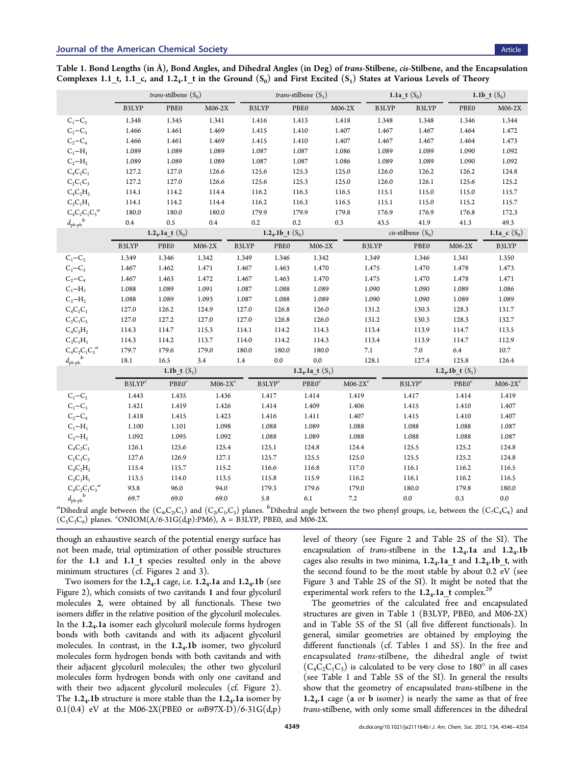**Table 1. Bond Lengths (in Å), Bond Angles, and Dihedral Angles (in Deg) of *trans*-Stilbene, *cis*-Stilbene, and the Encapsulation Complexes 1.1_t, 1.1_c, and $1.2_4.1$_t in the Ground ($S_0$) and First Excited ($S_1$) States at Various Levels of Theory**

| | *trans*-stilbene ($S_0$) | | | *trans*-stilbene ($S_1$) | | | **1.1a_t** ($S_0$) | | **1.1b_t** ($S_0$) | |
|---|---|---|---|---|---|---|---|---|---|---|
| | B3LYP | PBE0 | M06-2X | B3LYP | PBE0 | M06-2X | B3LYP | B3LYP | PBE0 | M06-2X |
| $C_1$−$C_2$ | 1.348 | 1.345 | 1.341 | 1.416 | 1.413 | 1.418 | 1.348 | 1.348 | 1.346 | 1.344 |
| $C_1$−$C_3$ | 1.466 | 1.461 | 1.469 | 1.415 | 1.410 | 1.407 | 1.467 | 1.467 | 1.464 | 1.472 |
| $C_2$−$C_4$ | 1.466 | 1.461 | 1.469 | 1.415 | 1.410 | 1.407 | 1.467 | 1.467 | 1.464 | 1.473 |
| $C_1$−$H_1$ | 1.089 | 1.089 | 1.089 | 1.087 | 1.087 | 1.086 | 1.089 | 1.089 | 1.090 | 1.092 |
| $C_2$−$H_2$ | 1.089 | 1.089 | 1.089 | 1.087 | 1.087 | 1.086 | 1.089 | 1.089 | 1.090 | 1.092 |
| $C_4C_2C_1$ | 127.2 | 127.0 | 126.6 | 125.6 | 125.3 | 125.0 | 126.0 | 126.2 | 126.2 | 124.8 |
| $C_2C_1C_3$ | 127.2 | 127.0 | 126.6 | 125.6 | 125.3 | 125.0 | 126.0 | 126.1 | 125.6 | 125.2 |
| $C_4C_2H_2$ | 114.1 | 114.2 | 114.4 | 116.2 | 116.3 | 116.5 | 115.1 | 115.0 | 115.0 | 115.7 |
| $C_3C_1H_1$ | 114.1 | 114.2 | 114.4 | 116.2 | 116.3 | 116.5 | 115.1 | 115.0 | 115.2 | 115.7 |
| $C_4C_2C_1C_3$[a] | 180.0 | 180.0 | 180.0 | 179.9 | 179.9 | 179.8 | 176.9 | 176.9 | 176.8 | 172.3 |
| $d_{ph\text{-}ph}$[b] | 0.4 | 0.5 | 0.4 | 0.2 | 0.2 | 0.3 | 43.5 | 41.9 | 41.3 | 49.3 |

| | **$1.2_4$.1a_t** ($S_0$) | | | **$1.2_4$.1b_t** ($S_0$) | | | *cis*-stilbene ($S_0$) | | | **1.1a_c** ($S_0$) |
|---|---|---|---|---|---|---|---|---|---|---|
| | B3LYP | PBE0 | M06-2X | B3LYP | PBE0 | M06-2X | B3LYP | PBE0 | M06-2X | B3LYP |
| $C_1$−$C_2$ | 1.349 | 1.346 | 1.342 | 1.349 | 1.346 | 1.342 | 1.349 | 1.346 | 1.341 | 1.350 |
| $C_1$−$C_3$ | 1.467 | 1.462 | 1.471 | 1.467 | 1.463 | 1.470 | 1.475 | 1.470 | 1.478 | 1.473 |
| $C_2$−$C_4$ | 1.467 | 1.463 | 1.472 | 1.467 | 1.463 | 1.470 | 1.475 | 1.470 | 1.478 | 1.471 |
| $C_1$−$H_1$ | 1.088 | 1.089 | 1.091 | 1.087 | 1.088 | 1.089 | 1.090 | 1.090 | 1.089 | 1.086 |
| $C_2$−$H_2$ | 1.088 | 1.089 | 1.093 | 1.087 | 1.088 | 1.089 | 1.090 | 1.090 | 1.089 | 1.089 |
| $C_4C_2C_1$ | 127.0 | 126.2 | 124.9 | 127.0 | 126.8 | 126.0 | 131.2 | 130.3 | 128.3 | 131.7 |
| $C_2C_1C_3$ | 127.0 | 127.2 | 127.0 | 127.0 | 126.8 | 126.0 | 131.2 | 130.3 | 128.3 | 132.7 |
| $C_4C_2H_2$ | 114.3 | 114.7 | 115.3 | 114.1 | 114.2 | 114.3 | 113.4 | 113.9 | 114.7 | 113.5 |
| $C_3C_1H_1$ | 114.3 | 114.2 | 113.7 | 114.0 | 114.2 | 114.3 | 113.4 | 113.9 | 114.7 | 112.9 |
| $C_4C_2C_1C_3$[a] | 179.7 | 179.6 | 179.0 | 180.0 | 180.0 | 180.0 | 7.1 | 7.0 | 6.4 | 10.7 |
| $d_{ph\text{-}ph}$[b] | 18.1 | 16.5 | 3.4 | 1.4 | 0.0 | 0.0 | 128.1 | 127.4 | 125.8 | 126.4 |

| | **1.1b_t** ($S_1$) | | | **$1.2_4$.1a_t** ($S_1$) | | | **$1.2_4$.1b_t** ($S_1$) | | |
|---|---|---|---|---|---|---|---|---|---|
| | B3LYP[c] | PBE0[c] | M06-2X[c] | B3LYP[c] | PBE0[c] | M06-2X[c] | B3LYP[c] | PBE0[c] | M06-2X[c] |
| $C_1$−$C_2$ | 1.443 | 1.435 | 1.436 | 1.417 | 1.414 | 1.419 | 1.417 | 1.414 | 1.419 |
| $C_1$−$C_3$ | 1.421 | 1.419 | 1.426 | 1.414 | 1.409 | 1.406 | 1.415 | 1.410 | 1.407 |
| $C_2$−$C_4$ | 1.418 | 1.415 | 1.423 | 1.416 | 1.411 | 1.407 | 1.415 | 1.410 | 1.407 |
| $C_1$−$H_1$ | 1.100 | 1.101 | 1.098 | 1.088 | 1.089 | 1.088 | 1.088 | 1.088 | 1.087 |
| $C_2$−$H_2$ | 1.092 | 1.095 | 1.092 | 1.088 | 1.089 | 1.088 | 1.088 | 1.088 | 1.087 |
| $C_4C_2C_1$ | 126.1 | 125.6 | 125.4 | 125.1 | 124.8 | 124.4 | 125.5 | 125.2 | 124.8 |
| $C_2C_1C_3$ | 127.6 | 126.9 | 127.1 | 125.7 | 125.5 | 125.0 | 125.5 | 125.2 | 124.8 |
| $C_4C_2H_2$ | 115.4 | 115.7 | 115.2 | 116.6 | 116.8 | 117.0 | 116.1 | 116.2 | 116.5 |
| $C_3C_1H_1$ | 113.5 | 114.0 | 113.5 | 115.8 | 115.9 | 116.2 | 116.1 | 116.2 | 116.5 |
| $C_4C_2C_1C_3$[a] | 93.8 | 96.0 | 94.0 | 179.3 | 179.6 | 179.0 | 180.0 | 179.8 | 180.0 |
| $d_{ph\text{-}ph}$[b] | 69.7 | 69.0 | 69.0 | 5.8 | 6.1 | 7.2 | 0.0 | 0.3 | 0.0 |

[a]Dihedral angle between the ($C_4$,$C_2$,$C_1$) and ($C_2$,$C_1$,$C_3$) planes. [b]Dihedral angle between the two phenyl groups, i.e, between the ($C_7C_4C_8$) and ($C_5C_3C_6$) planes. [c]ONIOM(A/6-31G(d,p):PM6), A = B3LYP, PBE0, and M06-2X.

though an exhaustive search of the potential energy surface has not been made, trial optimization of other possible structures for the **1.1** and **1.1_t** species resulted only in the above minimum structures (cf. Figures 2 and 3).

Two isomers for the **$1.2_4$.1** cage, i.e. **$1.2_4$.1a** and **$1.2_4$.1b** (see Figure 2), which consists of two cavitands **1** and four glycoluril molecules **2**, were obtained by all functionals. These two isomers differ in the relative position of the glycoluril molecules. In the **$1.2_4$.1a** isomer each glycoluril molecule forms hydrogen bonds with both cavitands and with its adjacent glycoluril molecules. In contrast, in the **$1.2_4$.1b** isomer, two glycoluril molecules form hydrogen bonds with both cavitands and with their adjacent glycoluril molecules; the other two glycoluril molecules form hydrogen bonds with only one cavitand and with their two adjacent glycoluril molecules (cf. Figure 2). The **$1.2_4$.1b** structure is more stable than the **$1.2_4$.1a** isomer by 0.1(0.4) eV at the M06-2X(PBE0 or ωB97X-D)/6-31G(d,p) level of theory (see Figure 2 and Table 2S of the SI). The encapsulation of *trans*-stilbene in the **$1.2_4$.1a** and **$1.2_4$.1b** cages also results in two minima, **$1.2_4$.1a_t** and **$1.2_4$.1b_t**, with the second found to be the most stable by about 0.2 eV (see Figure 3 and Table 2S of the SI). It might be noted that the experimental work refers to the **$1.2_4$.1a_t** complex.[29]

The geometries of the calculated free and encapsulated structures are given in Table 1 (B3LYP, PBE0, and M06-2X) and in Table 5S of the SI (all five different functionals). In general, similar geometries are obtained by employing the different functionals (cf. Tables 1 and 5S). In the free and encapsulated *trans*-stilbene, the dihedral angle of twist ($C_4C_2C_1C_3$) is calculated to be very close to 180° in all cases (see Table 1 and Table 5S of the SI). In general the results show that the geometry of encapsulated *trans*-stilbene in the **$1.2_4$.1** cage (**a** or **b** isomer) is nearly the same as that of free *trans*-stilbene, with only some small differences in the dihedral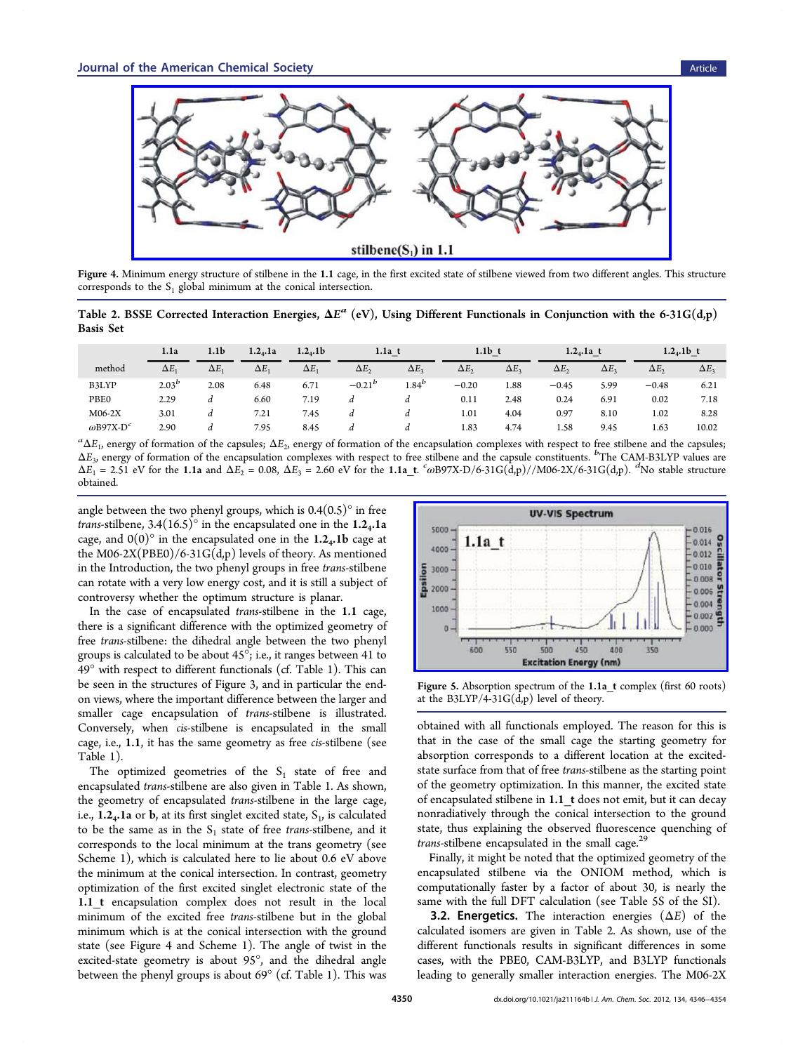stilbene(S$_1$) in 1.1

**Figure 4.** Minimum energy structure of stilbene in the **1.1** cage, in the first excited state of stilbene viewed from two different angles. This structure corresponds to the S$_1$ global minimum at the conical intersection.

**Table 2. BSSE Corrected Interaction Energies, $\Delta E^a$ (eV), Using Different Functionals in Conjunction with the 6-31G(d,p) Basis Set**

| | 1.1a | 1.1b | 1.2$_4$.1a | 1.2$_4$.1b | 1.1a_t | | 1.1b_t | | 1.2$_4$.1a_t | | 1.2$_4$.1b_t | |
|---|---|---|---|---|---|---|---|---|---|---|---|---|
| method | $\Delta E_1$ | $\Delta E_1$ | $\Delta E_1$ | $\Delta E_1$ | $\Delta E_2$ | $\Delta E_3$ | $\Delta E_2$ | $\Delta E_3$ | $\Delta E_2$ | $\Delta E_3$ | $\Delta E_2$ | $\Delta E_3$ |
| B3LYP | 2.03[b] | 2.08 | 6.48 | 6.71 | −0.21[b] | 1.84[b] | −0.20 | 1.88 | −0.45 | 5.99 | −0.48 | 6.21 |
| PBE0 | 2.29 | d | 6.60 | 7.19 | d | d | 0.11 | 2.48 | 0.24 | 6.91 | 0.02 | 7.18 |
| M06-2X | 3.01 | d | 7.21 | 7.45 | d | d | 1.01 | 4.04 | 0.97 | 8.10 | 1.02 | 8.28 |
| ωB97X-D[c] | 2.90 | d | 7.95 | 8.45 | d | d | 1.83 | 4.74 | 1.58 | 9.45 | 1.63 | 10.02 |

[a] $\Delta E_1$, energy of formation of the capsules; $\Delta E_2$, energy of formation of the encapsulation complexes with respect to free stilbene and the capsules; $\Delta E_3$, energy of formation of the encapsulation complexes with respect to free stilbene and the capsule constituents. [b] The CAM-B3LYP values are $\Delta E_1$ = 2.51 eV for the **1.1a** and $\Delta E_2$ = 0.08, $\Delta E_3$ = 2.60 eV for the **1.1a_t**. [c] ωB97X-D/6-31G(d,p)//M06-2X/6-31G(d,p). [d] No stable structure obtained.

angle between the two phenyl groups, which is 0.4(0.5)° in free *trans*-stilbene, 3.4(16.5)° in the encapsulated one in the **1.2$_4$.1a** cage, and 0(0)° in the encapsulated one in the **1.2$_4$.1b** cage at the M06-2X(PBE0)/6-31G(d,p) levels of theory. As mentioned in the Introduction, the two phenyl groups in free *trans*-stilbene can rotate with a very low energy cost, and it is still a subject of controversy whether the optimum structure is planar.

In the case of encapsulated *trans*-stilbene in the **1.1** cage, there is a significant difference with the optimized geometry of free *trans*-stilbene: the dihedral angle between the two phenyl groups is calculated to be about 45°; i.e., it ranges between 41 to 49° with respect to different functionals (cf. Table 1). This can be seen in the structures of Figure 3, and in particular the end-on views, where the important difference between the larger and smaller cage encapsulation of *trans*-stilbene is illustrated. Conversely, when *cis*-stilbene is encapsulated in the small cage, i.e., **1.1**, it has the same geometry as free *cis*-stilbene (see Table 1).

The optimized geometries of the S$_1$ state of free and encapsulated *trans*-stilbene are also given in Table 1. As shown, the geometry of encapsulated *trans*-stilbene in the large cage, i.e., **1.2$_4$.1a** or **b**, at its first singlet excited state, S$_1$, is calculated to be the same as in the S$_1$ state of free *trans*-stilbene, and it corresponds to the local minimum at the trans geometry (see Scheme 1), which is calculated here to lie about 0.6 eV above the minimum at the conical intersection. In contrast, geometry optimization of the first excited singlet electronic state of the **1.1_t** encapsulation complex does not result in the local minimum of the excited free *trans*-stilbene but in the global minimum which is at the conical intersection with the ground state (see Figure 4 and Scheme 1). The angle of twist in the excited-state geometry is about 95°, and the dihedral angle between the phenyl groups is about 69° (cf. Table 1). This was

**Figure 5.** Absorption spectrum of the **1.1a_t** complex (first 60 roots) at the B3LYP/4-31G(d,p) level of theory.

obtained with all functionals employed. The reason for this is that in the case of the small cage the starting geometry for absorption corresponds to a different location at the excited-state surface from that of free *trans*-stilbene as the starting point of the geometry optimization. In this manner, the excited state of encapsulated stilbene in **1.1_t** does not emit, but it can decay nonradiatively through the conical intersection to the ground state, thus explaining the observed fluorescence quenching of *trans*-stilbene encapsulated in the small cage.[29]

Finally, it might be noted that the optimized geometry of the encapsulated stilbene via the ONIOM method, which is computationally faster by a factor of about 30, is nearly the same with the full DFT calculation (see Table 5S of the SI).

### 3.2. Energetics.

The interaction energies ($\Delta E$) of the calculated isomers are given in Table 2. As shown, use of the different functionals results in significant differences in some cases, with the PBE0, CAM-B3LYP, and B3LYP functionals leading to generally smaller interaction energies. The M06-2X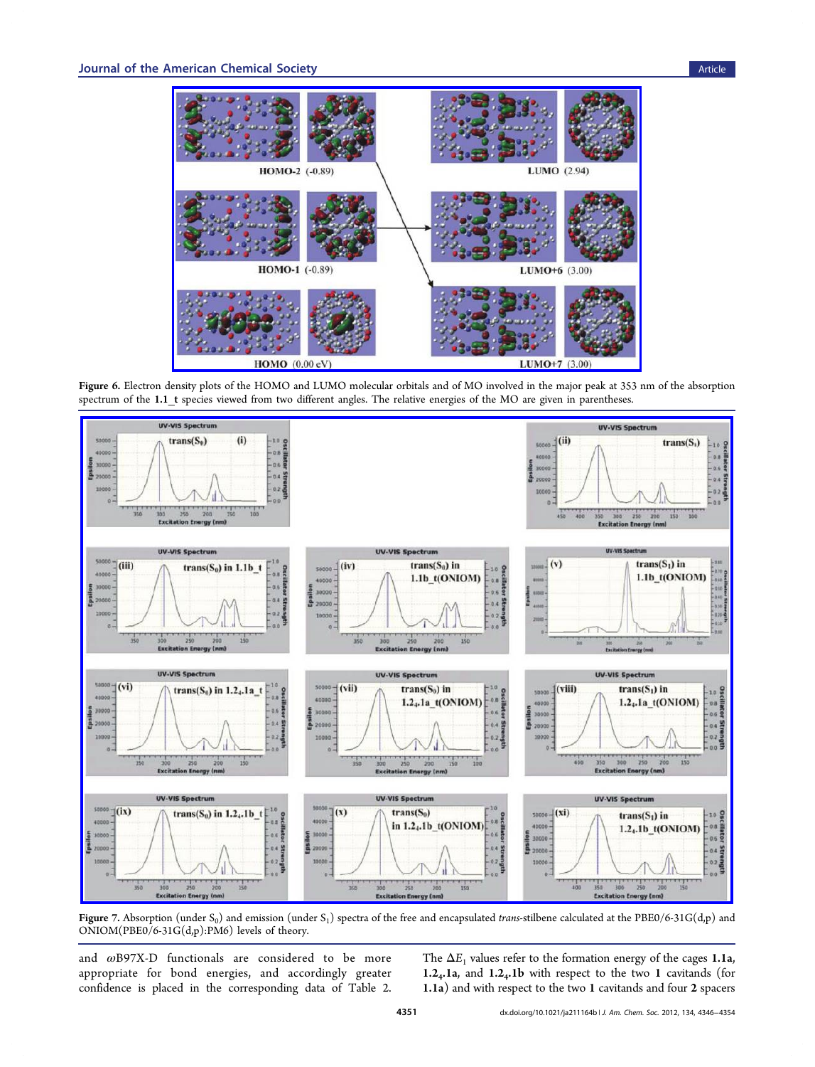Figure 6. Electron density plots of the HOMO and LUMO molecular orbitals and of MO involved in the major peak at 353 nm of the absorption spectrum of the **1.1_t** species viewed from two different angles. The relative energies of the MO are given in parentheses.

Figure 7. Absorption (under $S_0$) and emission (under $S_1$) spectra of the free and encapsulated *trans*-stilbene calculated at the PBE0/6-31G(d,p) and ONIOM(PBE0/6-31G(d,p):PM6) levels of theory.

and ωB97X-D functionals are considered to be more appropriate for bond energies, and accordingly greater confidence is placed in the corresponding data of Table 2. The $\Delta E_1$ values refer to the formation energy of the cages **1.1a**, **1.2$_4$.1a**, and **1.2$_4$.1b** with respect to the two **1** cavitands (for **1.1a**) and with respect to the two **1** cavitands and four **2** spacers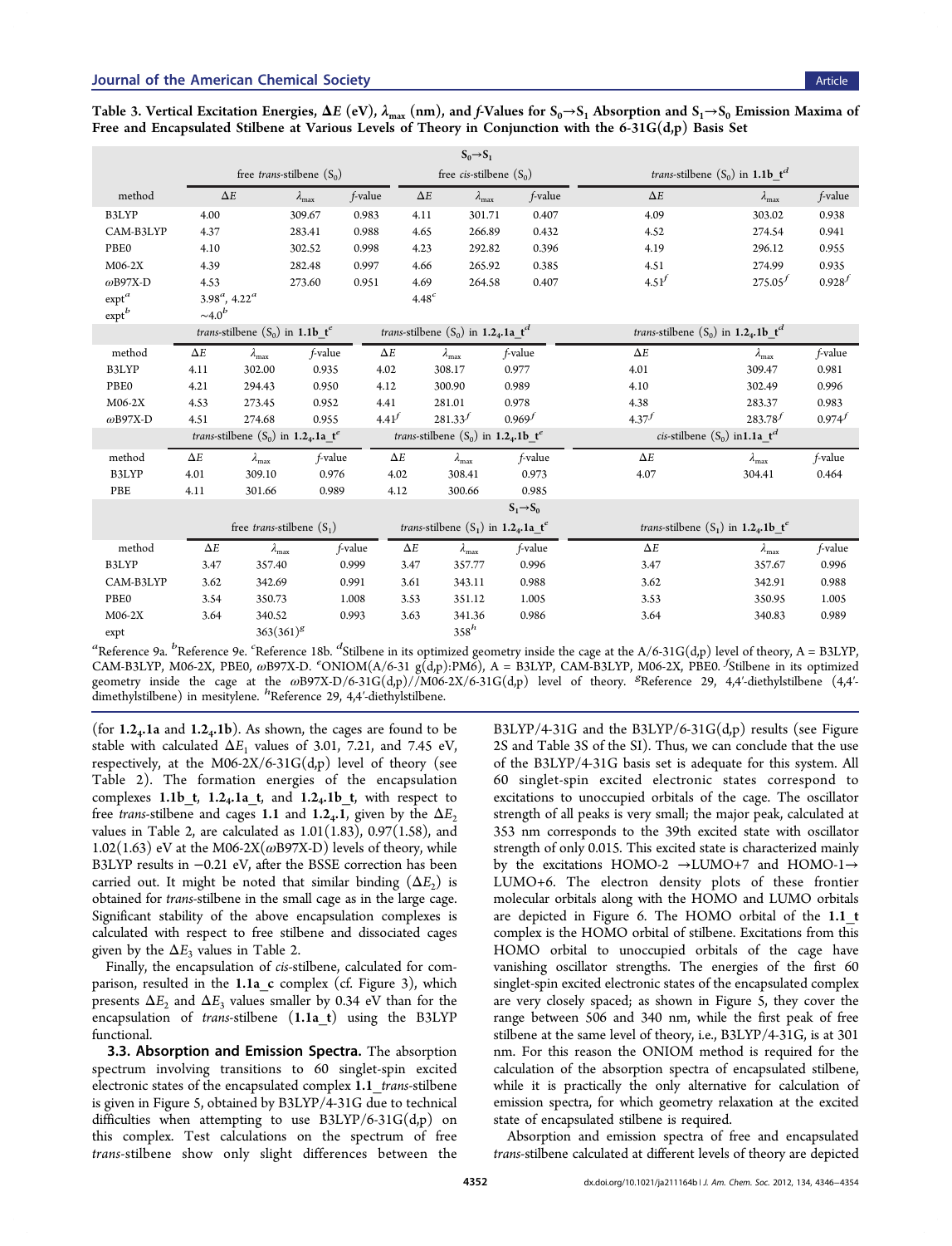Table 3. Vertical Excitation Energies, $\Delta E$ (eV), $\lambda_{max}$ (nm), and *f*-Values for $S_0 \rightarrow S_1$ Absorption and $S_1 \rightarrow S_0$ Emission Maxima of Free and Encapsulated Stilbene at Various Levels of Theory in Conjunction with the 6-31G(d,p) Basis Set

| | $S_0 \rightarrow S_1$ | | | | | | | | |
|---|---|---|---|---|---|---|---|---|---|
| | free *trans*-stilbene ($S_0$) | | | free *cis*-stilbene ($S_0$) | | | *trans*-stilbene ($S_0$) in **1.1b_t**[d] | | |
| method | $\Delta E$ | $\lambda_{max}$ | *f*-value | $\Delta E$ | $\lambda_{max}$ | *f*-value | $\Delta E$ | $\lambda_{max}$ | *f*-value |
| B3LYP | 4.00 | 309.67 | 0.983 | 4.11 | 301.71 | 0.407 | 4.09 | 303.02 | 0.938 |
| CAM-B3LYP | 4.37 | 283.41 | 0.988 | 4.65 | 266.89 | 0.432 | 4.52 | 274.54 | 0.941 |
| PBE0 | 4.10 | 302.52 | 0.998 | 4.23 | 292.82 | 0.396 | 4.19 | 296.12 | 0.955 |
| M06-2X | 4.39 | 282.48 | 0.997 | 4.66 | 265.92 | 0.385 | 4.51 | 274.99 | 0.935 |
| ωB97X-D | 4.53 | 273.60 | 0.951 | 4.69 | 264.58 | 0.407 | 4.51[f] | 275.05[f] | 0.928[f] |
| expt[a] | 3.98[a], 4.22[a] | | | 4.48[c] | | | | | |
| expt[b] | ~4.0[b] | | | | | | | | |
| | *trans*-stilbene ($S_0$) in **1.1b_t**[e] | | | *trans*-stilbene ($S_0$) in **1.2₄.1a_t**[d] | | | *trans*-stilbene ($S_0$) in **1.2₄.1b_t**[d] | | |
| method | $\Delta E$ | $\lambda_{max}$ | *f*-value | $\Delta E$ | $\lambda_{max}$ | *f*-value | $\Delta E$ | $\lambda_{max}$ | *f*-value |
| B3LYP | 4.11 | 302.00 | 0.935 | 4.02 | 308.17 | 0.977 | 4.01 | 309.47 | 0.981 |
| PBE0 | 4.21 | 294.43 | 0.950 | 4.12 | 300.90 | 0.989 | 4.10 | 302.49 | 0.996 |
| M06-2X | 4.53 | 273.45 | 0.952 | 4.41 | 281.01 | 0.978 | 4.38 | 283.37 | 0.983 |
| ωB97X-D | 4.51 | 274.68 | 0.955 | 4.41[f] | 281.33[f] | 0.969[f] | 4.37[f] | 283.78[f] | 0.974[f] |
| | *trans*-stilbene ($S_0$) in **1.2₄.1a_t**[e] | | | *trans*-stilbene ($S_0$) in **1.2₄.1b_t**[e] | | | *cis*-stilbene ($S_0$) in**1.1a_t**[d] | | |
| method | $\Delta E$ | $\lambda_{max}$ | *f*-value | $\Delta E$ | $\lambda_{max}$ | *f*-value | $\Delta E$ | $\lambda_{max}$ | *f*-value |
| B3LYP | 4.01 | 309.10 | 0.976 | 4.02 | 308.41 | 0.973 | 4.07 | 304.41 | 0.464 |
| PBE | 4.11 | 301.66 | 0.989 | 4.12 | 300.66 | 0.985 | | | |
| | $S_1 \rightarrow S_0$ | | | | | | | | |
| | free *trans*-stilbene ($S_1$) | | | *trans*-stilbene ($S_1$) in **1.2₄.1a_t**[e] | | | *trans*-stilbene ($S_1$) in **1.2₄.1b_t**[e] | | |
| method | $\Delta E$ | $\lambda_{max}$ | *f*-value | $\Delta E$ | $\lambda_{max}$ | *f*-value | $\Delta E$ | $\lambda_{max}$ | *f*-value |
| B3LYP | 3.47 | 357.40 | 0.999 | 3.47 | 357.77 | 0.996 | 3.47 | 357.67 | 0.996 |
| CAM-B3LYP | 3.62 | 342.69 | 0.991 | 3.61 | 343.11 | 0.988 | 3.62 | 342.91 | 0.988 |
| PBE0 | 3.54 | 350.73 | 1.008 | 3.53 | 351.12 | 1.005 | 3.53 | 350.95 | 1.005 |
| M06-2X | 3.64 | 340.52 | 0.993 | 3.63 | 341.36 | 0.986 | 3.64 | 340.83 | 0.989 |
| expt | | 363(361)[g] | | | 358[h] | | | | |

[a]Reference 9a. [b]Reference 9e. [c]Reference 18b. [d]Stilbene in its optimized geometry inside the cage at the A/6-31G(d,p) level of theory, A = B3LYP, CAM-B3LYP, M06-2X, PBE0, ωB97X-D. [e]ONIOM(A/6-31 g(d,p):PM6), A = B3LYP, CAM-B3LYP, M06-2X, PBE0. [f]Stilbene in its optimized geometry inside the cage at the ωB97X-D/6-31G(d,p)//M06-2X/6-31G(d,p) level of theory. [g]Reference 29, 4,4′-diethylstilbene (4,4′-dimethylstilbene) in mesitylene. [h]Reference 29, 4,4′-diethylstilbene.

(for **1.2₄.1a** and **1.2₄.1b**). As shown, the cages are found to be stable with calculated $\Delta E_1$ values of 3.01, 7.21, and 7.45 eV, respectively, at the M06-2X/6-31G(d,p) level of theory (see Table 2). The formation energies of the encapsulation complexes **1.1b_t**, **1.2₄.1a_t**, and **1.2₄.1b_t**, with respect to free *trans*-stilbene and cages **1.1** and **1.2₄.1**, given by the $\Delta E_2$ values in Table 2, are calculated as 1.01(1.83), 0.97(1.58), and 1.02(1.63) eV at the M06-2X(ωB97X-D) levels of theory, while B3LYP results in −0.21 eV, after the BSSE correction has been carried out. It might be noted that similar binding ($\Delta E_2$) is obtained for *trans*-stilbene in the small cage as in the large cage. Significant stability of the above encapsulation complexes is calculated with respect to free stilbene and dissociated cages given by the $\Delta E_3$ values in Table 2.

Finally, the encapsulation of *cis*-stilbene, calculated for comparison, resulted in the **1.1a_c** complex (cf. Figure 3), which presents $\Delta E_2$ and $\Delta E_3$ values smaller by 0.34 eV than for the encapsulation of *trans*-stilbene (**1.1a_t**) using the B3LYP functional.

**3.3. Absorption and Emission Spectra.** The absorption spectrum involving transitions to 60 singlet-spin excited electronic states of the encapsulated complex **1.1**_*trans*-stilbene is given in Figure 5, obtained by B3LYP/4-31G due to technical difficulties when attempting to use B3LYP/6-31G(d,p) on this complex. Test calculations on the spectrum of free *trans*-stilbene show only slight differences between the B3LYP/4-31G and the B3LYP/6-31G(d,p) results (see Figure 2S and Table 3S of the SI). Thus, we can conclude that the use of the B3LYP/4-31G basis set is adequate for this system. All 60 singlet-spin excited electronic states correspond to excitations to unoccupied orbitals of the cage. The oscillator strength of all peaks is very small; the major peak, calculated at 353 nm corresponds to the 39th excited state with oscillator strength of only 0.015. This excited state is characterized mainly by the excitations HOMO-2 →LUMO+7 and HOMO-1→ LUMO+6. The electron density plots of these frontier molecular orbitals along with the HOMO and LUMO orbitals are depicted in Figure 6. The HOMO orbital of the **1.1_t** complex is the HOMO orbital of stilbene. Excitations from this HOMO orbital to unoccupied orbitals of the cage have vanishing oscillator strengths. The energies of the first 60 singlet-spin excited electronic states of the encapsulated complex are very closely spaced; as shown in Figure 5, they cover the range between 506 and 340 nm, while the first peak of free stilbene at the same level of theory, i.e., B3LYP/4-31G, is at 301 nm. For this reason the ONIOM method is required for the calculation of the absorption spectra of encapsulated stilbene, while it is practically the only alternative for calculation of emission spectra, for which geometry relaxation at the excited state of encapsulated stilbene is required.

Absorption and emission spectra of free and encapsulated *trans*-stilbene calculated at different levels of theory are depicted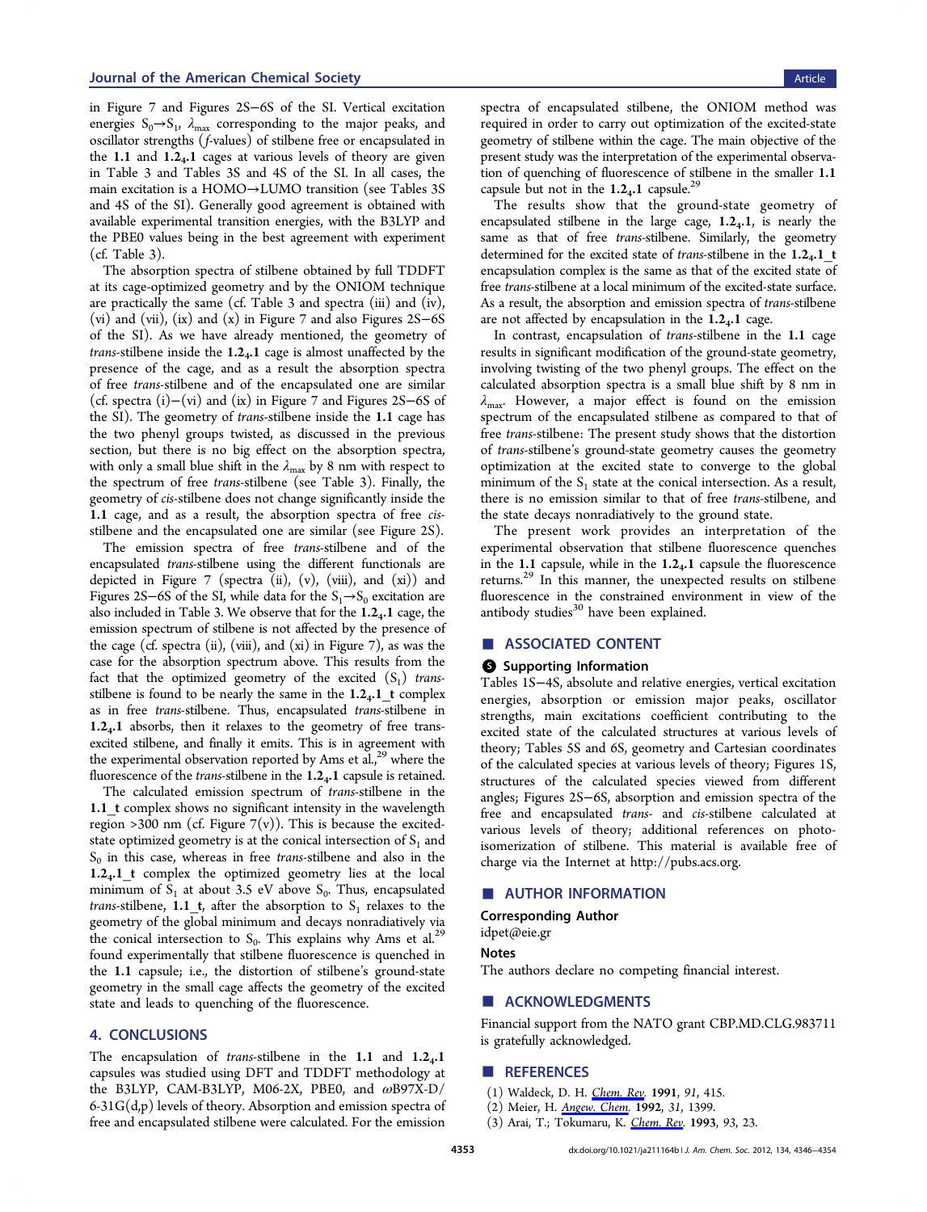in Figure 7 and Figures 2S–6S of the SI. Vertical excitation energies $S_0 \rightarrow S_1$, $\lambda_{max}$ corresponding to the major peaks, and oscillator strengths (*f*-values) of stilbene free or encapsulated in the **1.1** and **1.2₄.1** cages at various levels of theory are given in Table 3 and Tables 3S and 4S of the SI. In all cases, the main excitation is a HOMO→LUMO transition (see Tables 3S and 4S of the SI). Generally good agreement is obtained with available experimental transition energies, with the B3LYP and the PBE0 values being in the best agreement with experiment (cf. Table 3).

The absorption spectra of stilbene obtained by full TDDFT at its cage-optimized geometry and by the ONIOM technique are practically the same (cf. Table 3 and spectra (iii) and (iv), (vi) and (vii), (ix) and (x) in Figure 7 and also Figures 2S–6S of the SI). As we have already mentioned, the geometry of *trans*-stilbene inside the **1.2$_4$.1** cage is almost unaffected by the presence of the cage, and as a result the absorption spectra of free *trans*-stilbene and of the encapsulated one are similar (cf. spectra (i)–(vi) and (ix) in Figure 7 and Figures 2S–6S of the SI). The geometry of *trans*-stilbene inside the **1.1** cage has the two phenyl groups twisted, as discussed in the previous section, but there is no big effect on the absorption spectra, with only a small blue shift in the $\lambda_{max}$ by 8 nm with respect to the spectrum of free *trans*-stilbene (see Table 3). Finally, the geometry of *cis*-stilbene does not change significantly inside the **1.1** cage, and as a result, the absorption spectra of free *cis*-stilbene and the encapsulated one are similar (see Figure 2S).

The emission spectra of free *trans*-stilbene and of the encapsulated *trans*-stilbene using the different functionals are depicted in Figure 7 (spectra (ii), (v), (viii), and (xi)) and Figures 2S–6S of the SI, while data for the $S_1 \rightarrow S_0$ excitation are also included in Table 3. We observe that for the **1.2$_4$.1** cage, the emission spectrum of stilbene is not affected by the presence of the cage (cf. spectra (ii), (viii), and (xi) in Figure 7), as was the case for the absorption spectrum above. This results from the fact that the optimized geometry of the excited ($S_1$) *trans*-stilbene is found to be nearly the same in the **1.2$_4$.1_t** complex as in free *trans*-stilbene. Thus, encapsulated *trans*-stilbene in **1.2$_4$.1** absorbs, then it relaxes to the geometry of free trans-excited stilbene, and finally it emits. This is in agreement with the experimental observation reported by Ams et al.,[29] where the fluorescence of the *trans*-stilbene in the **1.2$_4$.1** capsule is retained.

The calculated emission spectrum of *trans*-stilbene in the **1.1_t** complex shows no significant intensity in the wavelength region >300 nm (cf. Figure 7(v)). This is because the excited-state optimized geometry is at the conical intersection of $S_1$ and $S_0$ in this case, whereas in free *trans*-stilbene and also in the **1.2$_4$.1_t** complex the optimized geometry lies at the local minimum of $S_1$ at about 3.5 eV above $S_0$. Thus, encapsulated *trans*-stilbene, **1.1_t**, after the absorption to $S_1$ relaxes to the geometry of the global minimum and decays nonradiatively via the conical intersection to $S_0$. This explains why Ams et al.[29] found experimentally that stilbene fluorescence is quenched in the **1.1** capsule; i.e., the distortion of stilbene's ground-state geometry in the small cage affects the geometry of the excited state and leads to quenching of the fluorescence.

## 4. CONCLUSIONS

The encapsulation of *trans*-stilbene in the **1.1** and **1.2$_4$.1** capsules was studied using DFT and TDDFT methodology at the B3LYP, CAM-B3LYP, M06-2X, PBE0, and ωB97X-D/6-31G(d,p) levels of theory. Absorption and emission spectra of free and encapsulated stilbene were calculated. For the emission spectra of encapsulated stilbene, the ONIOM method was required in order to carry out optimization of the excited-state geometry of stilbene within the cage. The main objective of the present study was the interpretation of the experimental observation of quenching of fluorescence of stilbene in the smaller **1.1** capsule but not in the **1.2$_4$.1** capsule.[29]

The results show that the ground-state geometry of encapsulated stilbene in the large cage, **1.2$_4$.1**, is nearly the same as that of free *trans*-stilbene. Similarly, the geometry determined for the excited state of *trans*-stilbene in the **1.2$_4$.1_t** encapsulation complex is the same as that of the excited state of free *trans*-stilbene at a local minimum of the excited-state surface. As a result, the absorption and emission spectra of *trans*-stilbene are not affected by encapsulation in the **1.2$_4$.1** cage.

In contrast, encapsulation of *trans*-stilbene in the **1.1** cage results in significant modification of the ground-state geometry, involving twisting of the two phenyl groups. The effect on the calculated absorption spectra is a small blue shift by 8 nm in $\lambda_{max}$. However, a major effect is found on the emission spectrum of the encapsulated stilbene as compared to that of free *trans*-stilbene: The present study shows that the distortion of *trans*-stilbene's ground-state geometry causes the geometry optimization at the excited state to converge to the global minimum of the $S_1$ state at the conical intersection. As a result, there is no emission similar to that of free *trans*-stilbene, and the state decays nonradiatively to the ground state.

The present work provides an interpretation of the experimental observation that stilbene fluorescence quenches in the **1.1** capsule, while in the **1.2$_4$.1** capsule the fluorescence returns.[29] In this manner, the unexpected results on stilbene fluorescence in the constrained environment in view of the antibody studies[30] have been explained.

## ■ ASSOCIATED CONTENT

### Supporting Information

Tables 1S–4S, absolute and relative energies, vertical excitation energies, absorption or emission major peaks, oscillator strengths, main excitations coefficient contributing to the excited state of the calculated structures at various levels of theory; Tables 5S and 6S, geometry and Cartesian coordinates of the calculated species at various levels of theory; Figures 1S, structures of the calculated species viewed from different angles; Figures 2S–6S, absorption and emission spectra of the free and encapsulated *trans*- and *cis*-stilbene calculated at various levels of theory; additional references on photoisomerization of stilbene. This material is available free of charge via the Internet at http://pubs.acs.org.

## ■ AUTHOR INFORMATION

**Corresponding Author**

idpet@eie.gr

**Notes**

The authors declare no competing financial interest.

## ■ ACKNOWLEDGMENTS

Financial support from the NATO grant CBP.MD.CLG.983711 is gratefully acknowledged.

## ■ REFERENCES

(1) Waldeck, D. H. *Chem. Rev.* **1991**, *91*, 415.
(2) Meier, H. *Angew. Chem.* **1992**, *31*, 1399.
(3) Arai, T.; Tokumaru, K. *Chem. Rev.* **1993**, *93*, 23.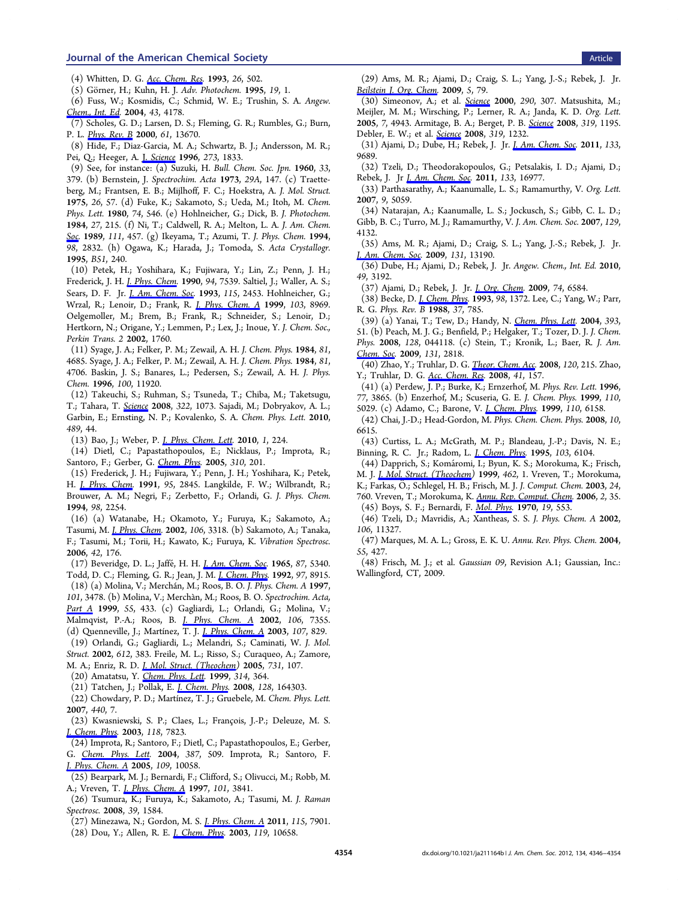(4) Whitten, D. G. *Acc. Chem. Res.* **1993**, *26*, 502.

(5) Görner, H.; Kuhn, H. J. *Adv. Photochem.* **1995**, *19*, 1.

(6) Fuss, W.; Kosmidis, C.; Schmid, W. E.; Trushin, S. A. *Angew. Chem., Int. Ed.* **2004**, *43*, 4178.

(7) Scholes, G. D.; Larsen, D. S.; Fleming, G. R.; Rumbles, G.; Burn, P. L. *Phys. Rev. B* **2000**, *61*, 13670.

(8) Hide, F.; Diaz-Garcia, M. A.; Schwartz, B. J.; Andersson, M. R.; Pei, Q.; Heeger, A. J. *Science* **1996**, *273*, 1833.

(9) See, for instance: (a) Suzuki, H. *Bull. Chem. Soc. Jpn.* **1960**, *33*, 379. (b) Bernstein, J. *Spectrochim. Acta* **1973**, *29A*, 147. (c) Traetteberg, M.; Frantsen, E. B.; Mijlhoff, F. C.; Hoekstra, A. *J. Mol. Struct.* **1975**, *26*, 57. (d) Fuke, K.; Sakamoto, S.; Ueda, M.; Itoh, M. *Chem. Phys. Lett.* **1980**, *74*, 546. (e) Hohlneicher, G.; Dick, B. *J. Photochem.* **1984**, *27*, 215. (f) Ni, T.; Caldwell, R. A.; Melton, L. A. *J. Am. Chem. Soc.* **1989**, *111*, 457. (g) Ikeyama, T.; Azumi, T. *J. Phys. Chem.* **1994**, *98*, 2832. (h) Ogawa, K.; Harada, J.; Tomoda, S. *Acta Crystallogr.* **1995**, *B51*, 240.

(10) Petek, H.; Yoshihara, K.; Fujiwara, Y.; Lin, Z.; Penn, J. H.; Frederick, J. H. *J. Phys. Chem.* **1990**, *94*, 7539. Saltiel, J.; Waller, A. S.; Sears, D. F. Jr. *J. Am. Chem. Soc.* **1993**, *115*, 2453. Hohlneicher, G.; Wrzal, R.; Lenoir, D.; Frank, R. *J. Phys. Chem. A* **1999**, *103*, 8969. Oelgemoller, M.; Brem, B.; Frank, R.; Schneider, S.; Lenoir, D.; Hertkorn, N.; Origane, Y.; Lemmen, P.; Lex, J.; Inoue, Y. *J. Chem. Soc., Perkin Trans. 2* **2002**, 1760.

(11) Syage, J. A.; Felker, P. M.; Zewail, A. H. *J. Chem. Phys.* **1984**, *81*, 4685. Syage, J. A.; Felker, P. M.; Zewail, A. H. *J. Chem. Phys.* **1984**, *81*, 4706. Baskin, J. S.; Banares, L.; Pedersen, S.; Zewail, A. H. *J. Phys. Chem.* **1996**, *100*, 11920.

(12) Takeuchi, S.; Ruhman, S.; Tsuneda, T.; Chiba, M.; Taketsugu, T.; Tahara, T. *Science* **2008**, *322*, 1073. Sajadi, M.; Dobryakov, A. L.; Garbin, E.; Ernsting, N. P.; Kovalenko, S. A. *Chem. Phys. Lett.* **2010**, *489*, 44.

(13) Bao, J.; Weber, P. *J. Phys. Chem. Lett.* **2010**, *1*, 224.

(14) Dietl, C.; Papastathopoulos, E.; Nicklaus, P.; Improta, R.; Santoro, F.; Gerber, G. *Chem. Phys.* **2005**, *310*, 201.

(15) Frederick, J. H.; Fujiwara, Y.; Penn, J. H.; Yoshihara, K.; Petek, H. *J. Phys. Chem.* **1991**, *95*, 2845. Langkilde, F. W.; Wilbrandt, R.; Brouwer, A. M.; Negri, F.; Zerbetto, F.; Orlandi, G. *J. Phys. Chem.* **1994**, *98*, 2254.

(16) (a) Watanabe, H.; Okamoto, Y.; Furuya, K.; Sakamoto, A.; Tasumi, M. *J. Phys. Chem.* **2002**, *106*, 3318. (b) Sakamoto, A.; Tanaka, F.; Tasumi, M.; Torii, H.; Kawato, K.; Furuya, K. *Vibration Spectrosc.* **2006**, *42*, 176.

(17) Beveridge, D. L.; Jaffé, H. H. *J. Am. Chem. Soc.* **1965**, *87*, 5340. Todd, D. C.; Fleming, G. R.; Jean, J. M. *J. Chem. Phys.* **1992**, *97*, 8915.

(18) (a) Molina, V.; Merchán, M.; Roos, B. O. *J. Phys. Chem. A* **1997**, *101*, 3478. (b) Molina, V.; Merchàn, M.; Roos, B. O. *Spectrochim. Acta, Part A* **1999**, *55*, 433. (c) Gagliardi, L.; Orlandi, G.; Molina, V.; Malmqvist, P.-A.; Roos, B. *J. Phys. Chem. A* **2002**, *106*, 7355. (d) Quenneville, J.; Martínez, T. J. *J. Phys. Chem. A* **2003**, *107*, 829.

(19) Orlandi, G.; Gagliardi, L.; Melandri, S.; Caminati, W. *J. Mol. Struct.* **2002**, *612*, 383. Freile, M. L.; Risso, S.; Curaqueo, A.; Zamore, M. A.; Enriz, R. D. *J. Mol. Struct. (Theochem)* **2005**, *731*, 107.

(20) Amatatsu, Y. *Chem. Phys. Lett.* **1999**, *314*, 364.

(21) Tatchen, J.; Pollak, E. *J. Chem. Phys.* **2008**, *128*, 164303.

(22) Chowdary, P. D.; Martínez, T. J.; Gruebele, M. *Chem. Phys. Lett.* **2007**, *440*, 7.

(23) Kwasniewski, S. P.; Claes, L.; François, J.-P.; Deleuze, M. S. *J. Chem. Phys.* **2003**, *118*, 7823.

(24) Improta, R.; Santoro, F.; Dietl, C.; Papastathopoulos, E.; Gerber, G. *Chem. Phys. Lett.* **2004**, *387*, 509. Improta, R.; Santoro, F. *J. Phys. Chem. A* **2005**, *109*, 10058.

(25) Bearpark, M. J.; Bernardi, F.; Clifford, S.; Olivucci, M.; Robb, M. A.; Vreven, T. *J. Phys. Chem. A* **1997**, *101*, 3841.

(26) Tsumura, K.; Furuya, K.; Sakamoto, A.; Tasumi, M. *J. Raman Spectrosc.* **2008**, *39*, 1584.

(27) Minezawa, N.; Gordon, M. S. *J. Phys. Chem. A* **2011**, *115*, 7901.

(28) Dou, Y.; Allen, R. E. *J. Chem. Phys.* **2003**, *119*, 10658.

(29) Ams, M. R.; Ajami, D.; Craig, S. L.; Yang, J.-S.; Rebek, J. Jr. *Beilstein J. Org. Chem.* **2009**, *5*, 79.

(30) Simeonov, A.; et al. *Science* **2000**, *290*, 307. Matsushita, M.; Meijler, M. M.; Wirsching, P.; Lerner, R. A.; Janda, K. D. *Org. Lett.* **2005**, *7*, 4943. Armitage, B. A.; Berget, P. B. *Science* **2008**, *319*, 1195. Debler, E. W.; et al. *Science* **2008**, *319*, 1232.

(31) Ajami, D.; Dube, H.; Rebek, J. Jr. *J. Am. Chem. Soc.* **2011**, *133*, 9689.

(32) Tzeli, D.; Theodorakopoulos, G.; Petsalakis, I. D.; Ajami, D.; Rebek, J. Jr *J. Am. Chem. Soc.* **2011**, *133*, 16977.

(33) Parthasarathy, A.; Kaanumalle, L. S.; Ramamurthy, V. *Org. Lett.* **2007**, *9*, 5059.

(34) Natarajan, A.; Kaanumalle, L. S.; Jockusch, S.; Gibb, C. L. D.; Gibb, B. C.; Turro, M. J.; Ramamurthy, V. *J. Am. Chem. Soc.* **2007**, *129*, 4132.

(35) Ams, M. R.; Ajami, D.; Craig, S. L.; Yang, J.-S.; Rebek, J. Jr. *J. Am. Chem. Soc.* **2009**, *131*, 13190.

(36) Dube, H.; Ajami, D.; Rebek, J. Jr. *Angew. Chem., Int. Ed.* **2010**, *49*, 3192.

(37) Ajami, D.; Rebek, J. Jr. *J. Org. Chem.* **2009**, *74*, 6584.

(38) Becke, D. *J. Chem. Phys.* **1993**, *98*, 1372. Lee, C.; Yang, W.; Parr, R. G. *Phys. Rev. B* **1988**, *37*, 785.

(39) (a) Yanai, T.; Tew, D.; Handy, N. *Chem. Phys. Lett.* **2004**, *393*, 51. (b) Peach, M. J. G.; Benfield, P.; Helgaker, T.; Tozer, D. J. *J. Chem. Phys.* **2008**, *128*, 044118. (c) Stein, T.; Kronik, L.; Baer, R. *J. Am. Chem. Soc.* **2009**, *131*, 2818.

(40) Zhao, Y.; Truhlar, D. G. *Theor. Chem. Acc.* **2008**, *120*, 215. Zhao, Y.; Truhlar, D. G. *Acc. Chem. Res.* **2008**, *41*, 157.

(41) (a) Perdew, J. P.; Burke, K.; Ernzerhof, M. *Phys. Rev. Lett.* **1996**, *77*, 3865. (b) Enzerhof, M.; Scuseria, G. E. *J. Chem. Phys.* **1999**, *110*, 5029. (c) Adamo, C.; Barone, V. *J. Chem. Phys.* **1999**, *110*, 6158.

(42) Chai, J.-D.; Head-Gordon, M. *Phys. Chem. Chem. Phys.* **2008**, *10*, 6615.

(43) Curtiss, L. A.; McGrath, M. P.; Blandeau, J.-P.; Davis, N. E.; Binning, R. C. Jr.; Radom, L. *J. Chem. Phys.* **1995**, *103*, 6104.

(44) Dapprich, S.; Komáromi, I.; Byun, K. S.; Morokuma, K.; Frisch, M. J. *J. Mol. Struct. (Theochem)* **1999**, *462*, 1. Vreven, T.; Morokuma, K.; Farkas, Ö.; Schlegel, H. B.; Frisch, M. J. *J. Comput. Chem.* **2003**, *24*, 760. Vreven, T.; Morokuma, K. *Annu. Rep. Comput. Chem.* **2006**, *2*, 35.

(45) Boys, S. F.; Bernardi, F. *Mol. Phys.* **1970**, *19*, 553.

(46) Tzeli, D.; Mavridis, A.; Xantheas, S. S. *J. Phys. Chem. A* **2002**, *106*, 11327.

(47) Marques, M. A. L.; Gross, E. K. U. *Annu. Rev. Phys. Chem.* **2004**, *55*, 427.

(48) Frisch, M. J.; et al. *Gaussian 09*, Revision A.1; Gaussian, Inc.: Wallingford, CT, 2009.